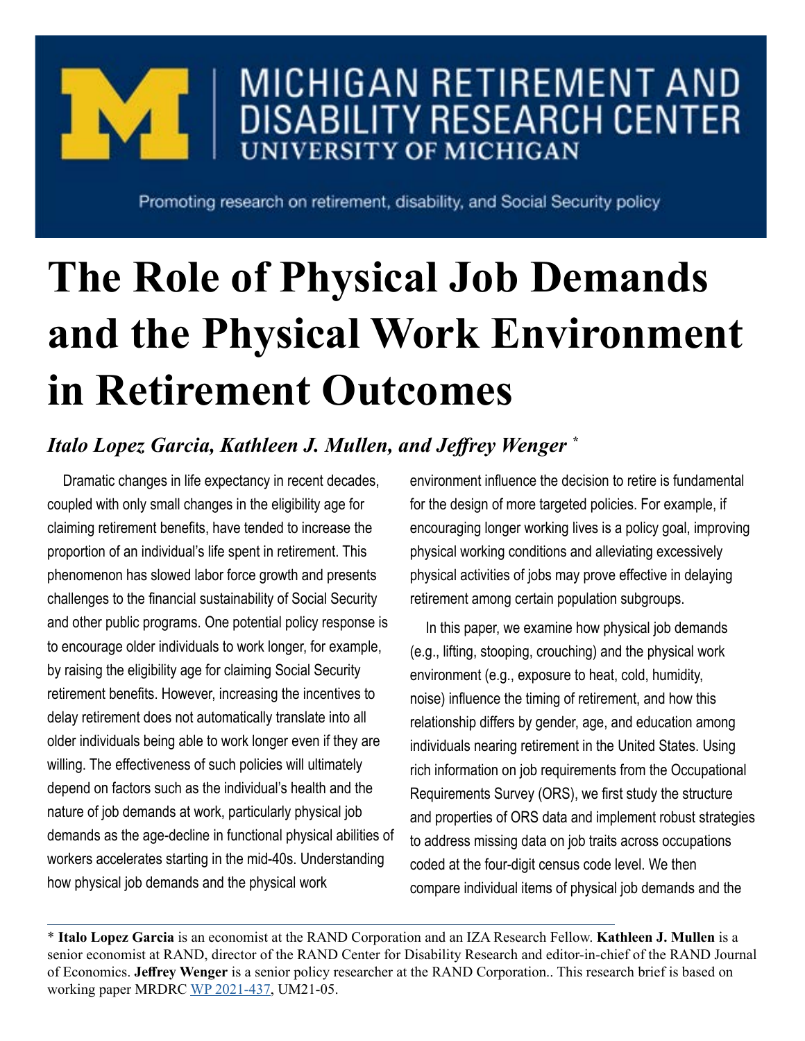MICHIGAN RETIREMENT AND DISABILITY RESEARCH CENTER
UNIVERSITY OF MICHIGAN

Promoting research on retirement, disability, and Social Security policy

# The Role of Physical Job Demands and the Physical Work Environment in Retirement Outcomes

*Italo Lopez Garcia, Kathleen J. Mullen, and Jeffrey Wenger* *

Dramatic changes in life expectancy in recent decades, coupled with only small changes in the eligibility age for claiming retirement benefits, have tended to increase the proportion of an individual's life spent in retirement. This phenomenon has slowed labor force growth and presents challenges to the financial sustainability of Social Security and other public programs. One potential policy response is to encourage older individuals to work longer, for example, by raising the eligibility age for claiming Social Security retirement benefits. However, increasing the incentives to delay retirement does not automatically translate into all older individuals being able to work longer even if they are willing. The effectiveness of such policies will ultimately depend on factors such as the individual's health and the nature of job demands at work, particularly physical job demands as the age-decline in functional physical abilities of workers accelerates starting in the mid-40s. Understanding how physical job demands and the physical work environment influence the decision to retire is fundamental for the design of more targeted policies. For example, if encouraging longer working lives is a policy goal, improving physical working conditions and alleviating excessively physical activities of jobs may prove effective in delaying retirement among certain population subgroups.

In this paper, we examine how physical job demands (e.g., lifting, stooping, crouching) and the physical work environment (e.g., exposure to heat, cold, humidity, noise) influence the timing of retirement, and how this relationship differs by gender, age, and education among individuals nearing retirement in the United States. Using rich information on job requirements from the Occupational Requirements Survey (ORS), we first study the structure and properties of ORS data and implement robust strategies to address missing data on job traits across occupations coded at the four-digit census code level. We then compare individual items of physical job demands and the

---

\* **Italo Lopez Garcia** is an economist at the RAND Corporation and an IZA Research Fellow. **Kathleen J. Mullen** is a senior economist at RAND, director of the RAND Center for Disability Research and editor-in-chief of the RAND Journal of Economics. **Jeffrey Wenger** is a senior policy researcher at the RAND Corporation.. This research brief is based on working paper MRDRC WP 2021-437, UM21-05.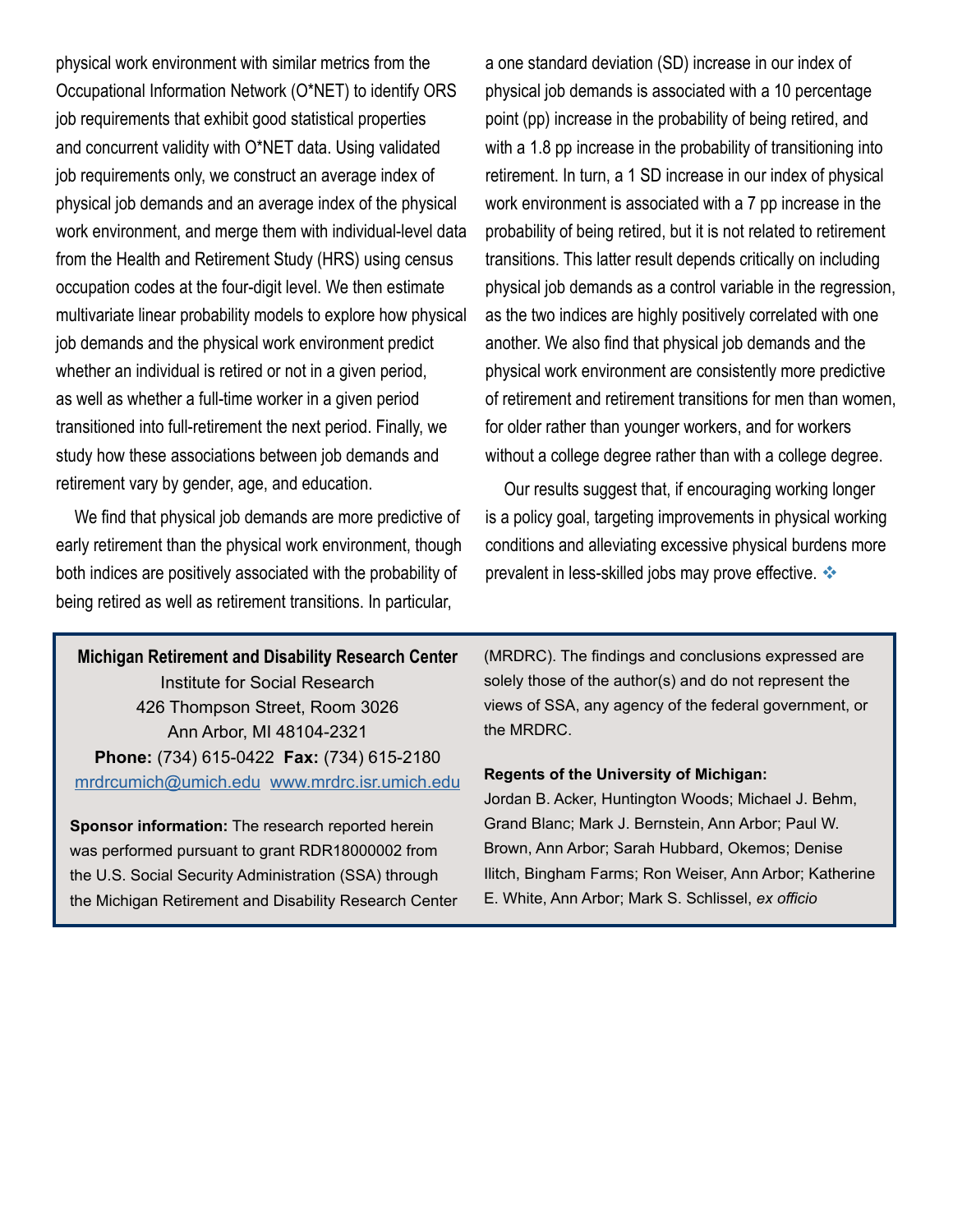physical work environment with similar metrics from the Occupational Information Network (O*NET) to identify ORS job requirements that exhibit good statistical properties and concurrent validity with O*NET data. Using validated job requirements only, we construct an average index of physical job demands and an average index of the physical work environment, and merge them with individual-level data from the Health and Retirement Study (HRS) using census occupation codes at the four-digit level. We then estimate multivariate linear probability models to explore how physical job demands and the physical work environment predict whether an individual is retired or not in a given period, as well as whether a full-time worker in a given period transitioned into full-retirement the next period. Finally, we study how these associations between job demands and retirement vary by gender, age, and education.

We find that physical job demands are more predictive of early retirement than the physical work environment, though both indices are positively associated with the probability of being retired as well as retirement transitions. In particular, a one standard deviation (SD) increase in our index of physical job demands is associated with a 10 percentage point (pp) increase in the probability of being retired, and with a 1.8 pp increase in the probability of transitioning into retirement. In turn, a 1 SD increase in our index of physical work environment is associated with a 7 pp increase in the probability of being retired, but it is not related to retirement transitions. This latter result depends critically on including physical job demands as a control variable in the regression, as the two indices are highly positively correlated with one another. We also find that physical job demands and the physical work environment are consistently more predictive of retirement and retirement transitions for men than women, for older rather than younger workers, and for workers without a college degree rather than with a college degree.

Our results suggest that, if encouraging working longer is a policy goal, targeting improvements in physical working conditions and alleviating excessive physical burdens more prevalent in less-skilled jobs may prove effective. ❖

**Michigan Retirement and Disability Research Center**
Institute for Social Research
426 Thompson Street, Room 3026
Ann Arbor, MI 48104-2321
**Phone:** (734) 615-0422 **Fax:** (734) 615-2180
mrdrcumich@umich.edu www.mrdrc.isr.umich.edu

**Sponsor information:** The research reported herein was performed pursuant to grant RDR18000002 from the U.S. Social Security Administration (SSA) through the Michigan Retirement and Disability Research Center (MRDRC). The findings and conclusions expressed are solely those of the author(s) and do not represent the views of SSA, any agency of the federal government, or the MRDRC.

**Regents of the University of Michigan:**
Jordan B. Acker, Huntington Woods; Michael J. Behm, Grand Blanc; Mark J. Bernstein, Ann Arbor; Paul W. Brown, Ann Arbor; Sarah Hubbard, Okemos; Denise Ilitch, Bingham Farms; Ron Weiser, Ann Arbor; Katherine E. White, Ann Arbor; Mark S. Schlissel, *ex officio*